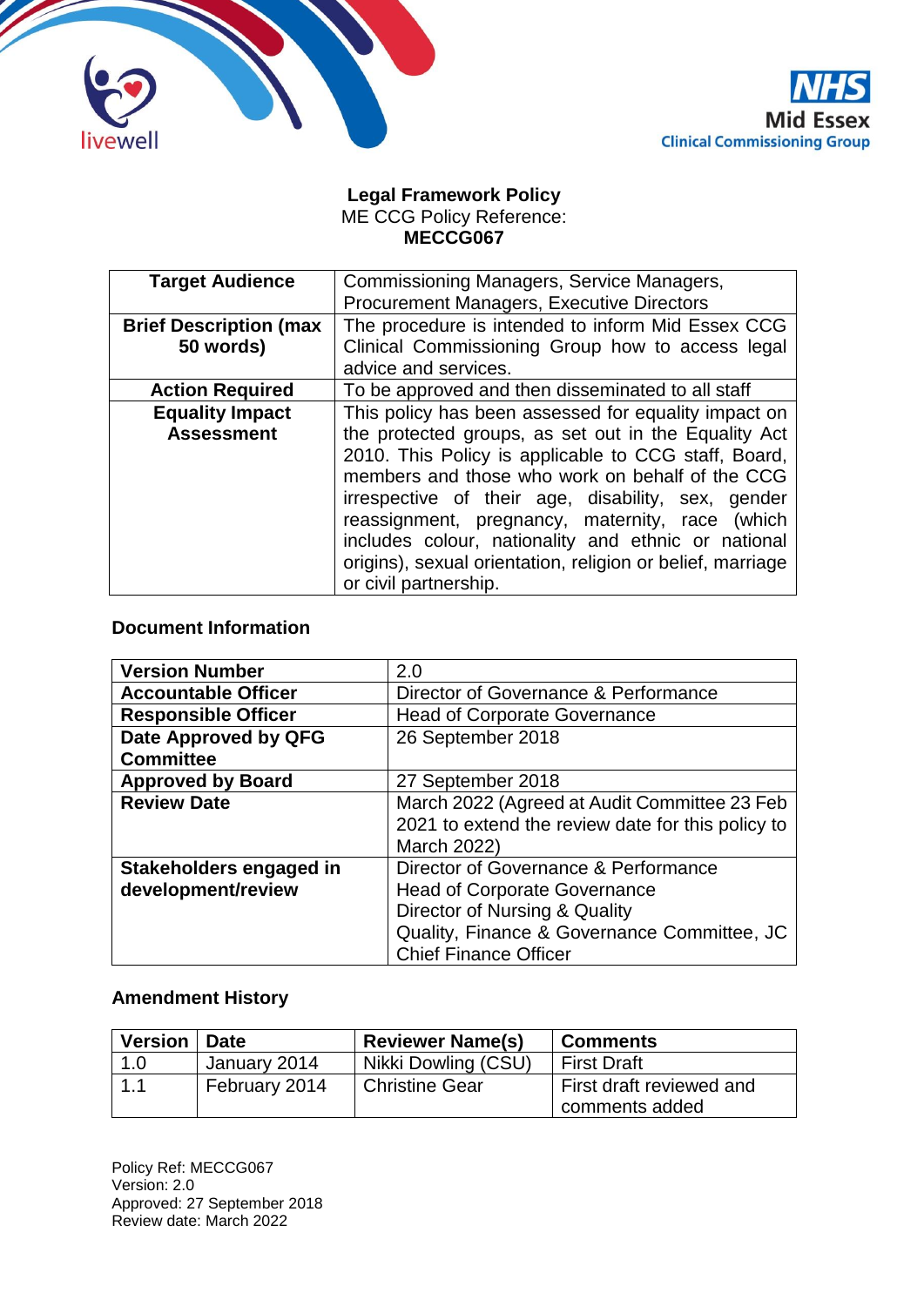**Legal Framework Policy**
ME CCG Policy Reference:
**MECCG067**

| **Target Audience** | Commissioning Managers, Service Managers, Procurement Managers, Executive Directors |
|---|---|
| **Brief Description (max 50 words)** | The procedure is intended to inform Mid Essex CCG Clinical Commissioning Group how to access legal advice and services. |
| **Action Required** | To be approved and then disseminated to all staff |
| **Equality Impact Assessment** | This policy has been assessed for equality impact on the protected groups, as set out in the Equality Act 2010. This Policy is applicable to CCG staff, Board, members and those who work on behalf of the CCG irrespective of their age, disability, sex, gender reassignment, pregnancy, maternity, race (which includes colour, nationality and ethnic or national origins), sexual orientation, religion or belief, marriage or civil partnership. |

## Document Information

| **Version Number** | 2.0 |
|---|---|
| **Accountable Officer** | Director of Governance & Performance |
| **Responsible Officer** | Head of Corporate Governance |
| **Date Approved by QFG Committee** | 26 September 2018 |
| **Approved by Board** | 27 September 2018 |
| **Review Date** | March 2022 (Agreed at Audit Committee 23 Feb 2021 to extend the review date for this policy to March 2022) |
| **Stakeholders engaged in development/review** | Director of Governance & Performance<br>Head of Corporate Governance<br>Director of Nursing & Quality<br>Quality, Finance & Governance Committee, JC<br>Chief Finance Officer |

## Amendment History

| **Version** | **Date** | **Reviewer Name(s)** | **Comments** |
|---|---|---|---|
| 1.0 | January 2014 | Nikki Dowling (CSU) | First Draft |
| 1.1 | February 2014 | Christine Gear | First draft reviewed and comments added |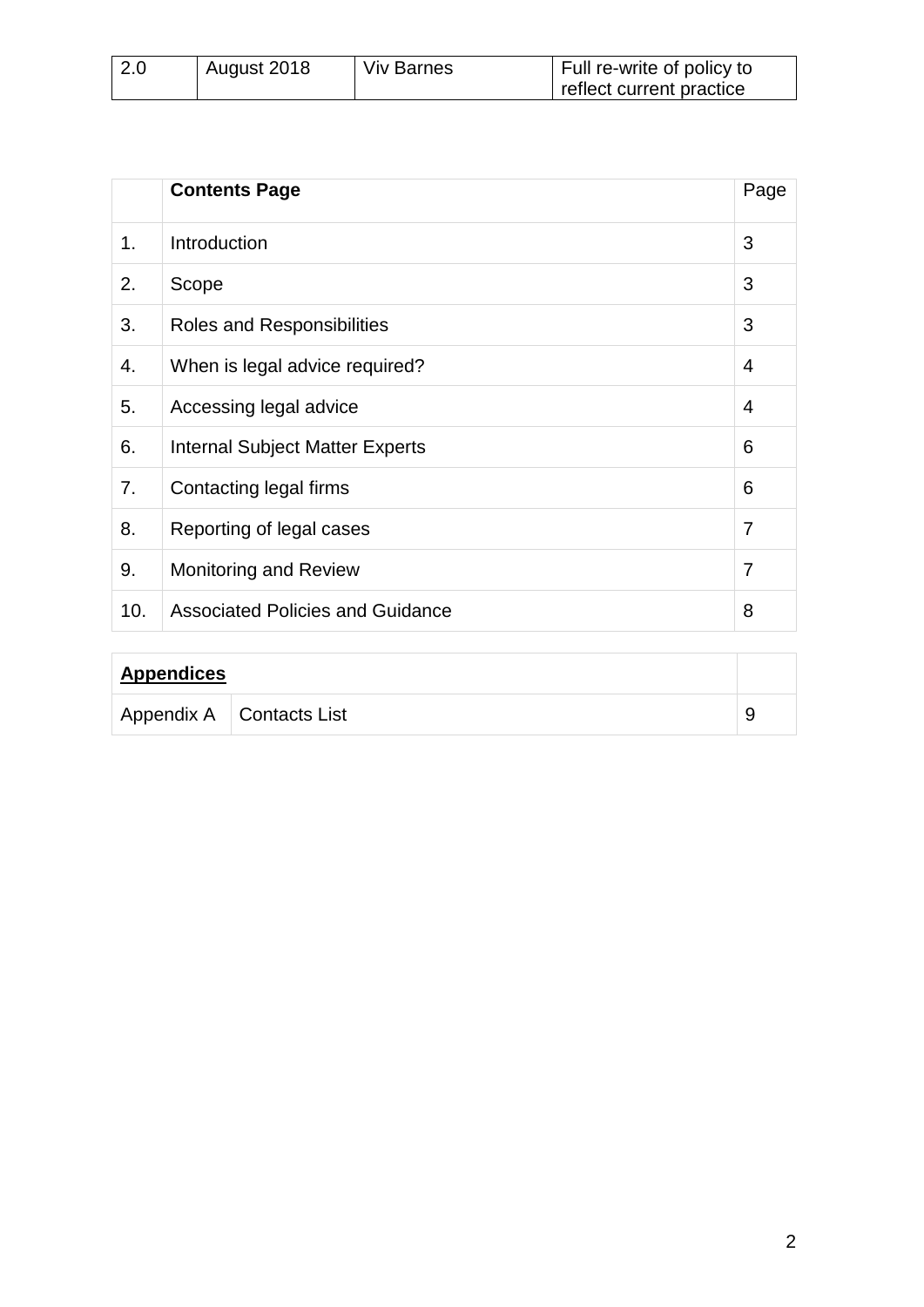| 2.0 | August 2018 | Viv Barnes | Full re-write of policy to reflect current practice |
|---|---|---|---|

| | **Contents Page** | Page |
|---|---|---|
| 1. | Introduction | 3 |
| 2. | Scope | 3 |
| 3. | Roles and Responsibilities | 3 |
| 4. | When is legal advice required? | 4 |
| 5. | Accessing legal advice | 4 |
| 6. | Internal Subject Matter Experts | 6 |
| 7. | Contacting legal firms | 6 |
| 8. | Reporting of legal cases | 7 |
| 9. | Monitoring and Review | 7 |
| 10. | Associated Policies and Guidance | 8 |

| **Appendices** | | |
|---|---|---|
| Appendix A | Contacts List | 9 |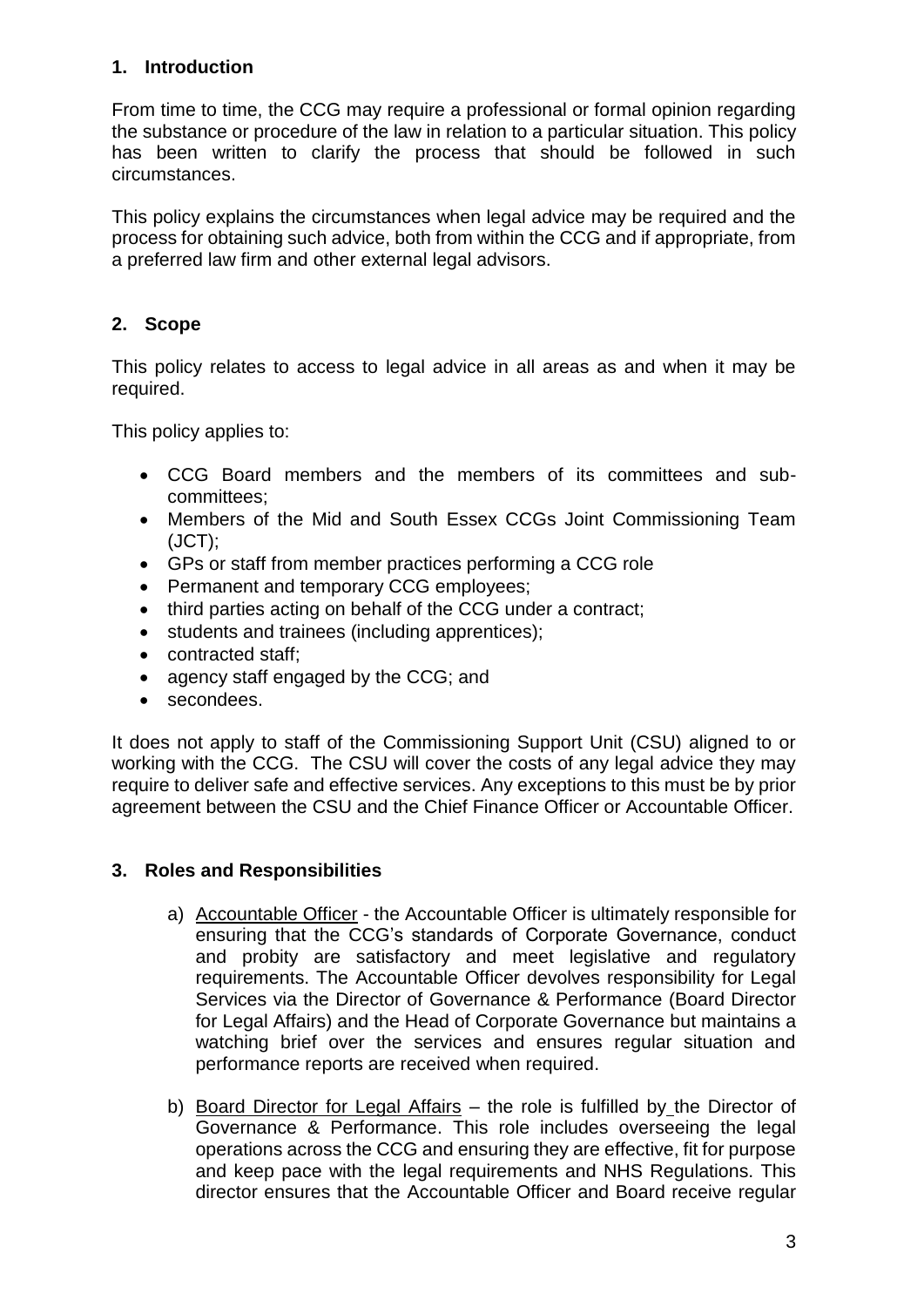## 1. Introduction

From time to time, the CCG may require a professional or formal opinion regarding the substance or procedure of the law in relation to a particular situation. This policy has been written to clarify the process that should be followed in such circumstances.

This policy explains the circumstances when legal advice may be required and the process for obtaining such advice, both from within the CCG and if appropriate, from a preferred law firm and other external legal advisors.

## 2. Scope

This policy relates to access to legal advice in all areas as and when it may be required.

This policy applies to:

- CCG Board members and the members of its committees and sub-committees;
- Members of the Mid and South Essex CCGs Joint Commissioning Team (JCT);
- GPs or staff from member practices performing a CCG role
- Permanent and temporary CCG employees;
- third parties acting on behalf of the CCG under a contract;
- students and trainees (including apprentices);
- contracted staff;
- agency staff engaged by the CCG; and
- secondees.

It does not apply to staff of the Commissioning Support Unit (CSU) aligned to or working with the CCG. The CSU will cover the costs of any legal advice they may require to deliver safe and effective services. Any exceptions to this must be by prior agreement between the CSU and the Chief Finance Officer or Accountable Officer.

## 3. Roles and Responsibilities

a) Accountable Officer - the Accountable Officer is ultimately responsible for ensuring that the CCG's standards of Corporate Governance, conduct and probity are satisfactory and meet legislative and regulatory requirements. The Accountable Officer devolves responsibility for Legal Services via the Director of Governance & Performance (Board Director for Legal Affairs) and the Head of Corporate Governance but maintains a watching brief over the services and ensures regular situation and performance reports are received when required.

b) Board Director for Legal Affairs – the role is fulfilled by the Director of Governance & Performance. This role includes overseeing the legal operations across the CCG and ensuring they are effective, fit for purpose and keep pace with the legal requirements and NHS Regulations. This director ensures that the Accountable Officer and Board receive regular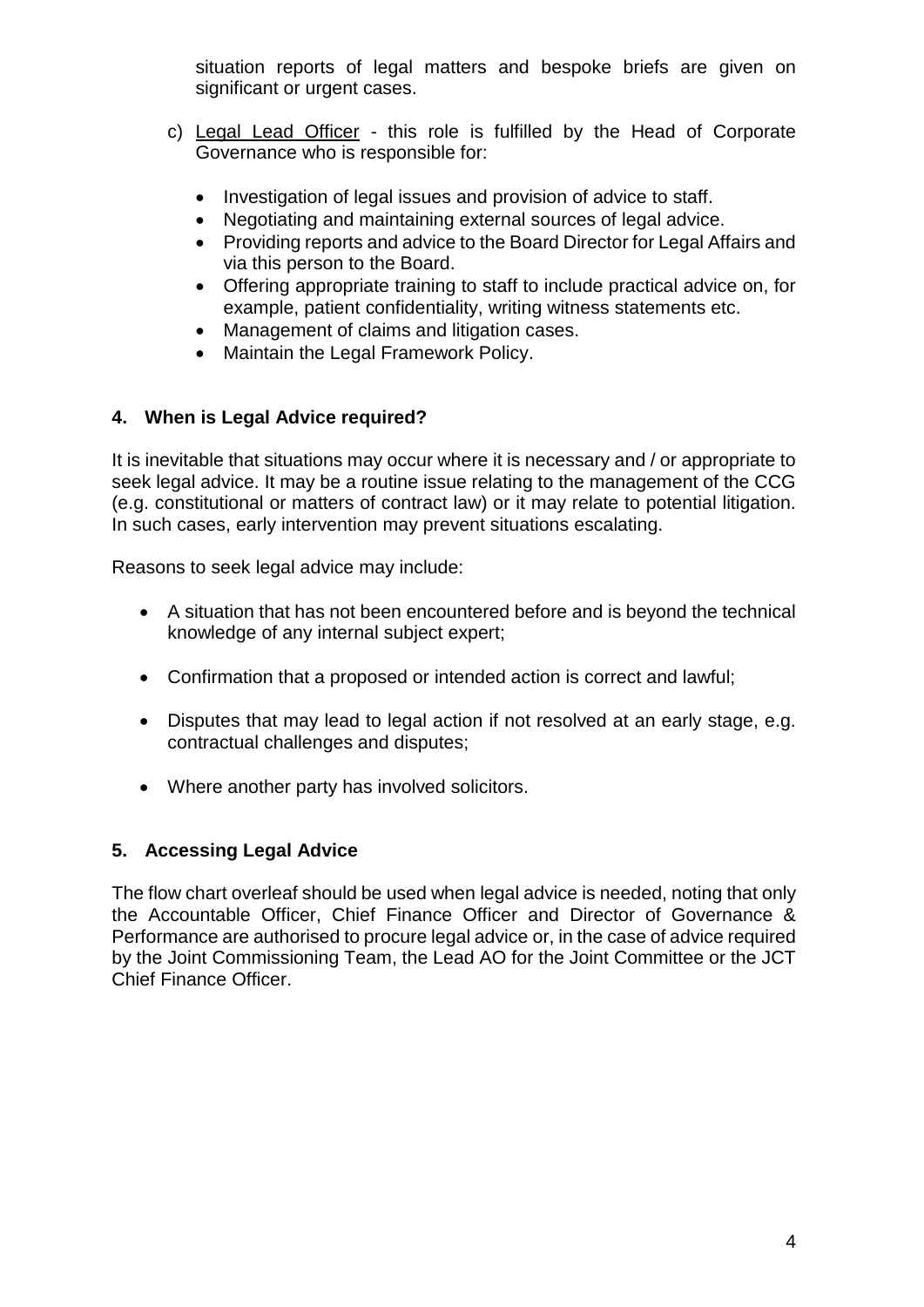situation reports of legal matters and bespoke briefs are given on significant or urgent cases.

c) Legal Lead Officer - this role is fulfilled by the Head of Corporate Governance who is responsible for:

- Investigation of legal issues and provision of advice to staff.
- Negotiating and maintaining external sources of legal advice.
- Providing reports and advice to the Board Director for Legal Affairs and via this person to the Board.
- Offering appropriate training to staff to include practical advice on, for example, patient confidentiality, writing witness statements etc.
- Management of claims and litigation cases.
- Maintain the Legal Framework Policy.

## 4. When is Legal Advice required?

It is inevitable that situations may occur where it is necessary and / or appropriate to seek legal advice. It may be a routine issue relating to the management of the CCG (e.g. constitutional or matters of contract law) or it may relate to potential litigation. In such cases, early intervention may prevent situations escalating.

Reasons to seek legal advice may include:

- A situation that has not been encountered before and is beyond the technical knowledge of any internal subject expert;
- Confirmation that a proposed or intended action is correct and lawful;
- Disputes that may lead to legal action if not resolved at an early stage, e.g. contractual challenges and disputes;
- Where another party has involved solicitors.

## 5. Accessing Legal Advice

The flow chart overleaf should be used when legal advice is needed, noting that only the Accountable Officer, Chief Finance Officer and Director of Governance & Performance are authorised to procure legal advice or, in the case of advice required by the Joint Commissioning Team, the Lead AO for the Joint Committee or the JCT Chief Finance Officer.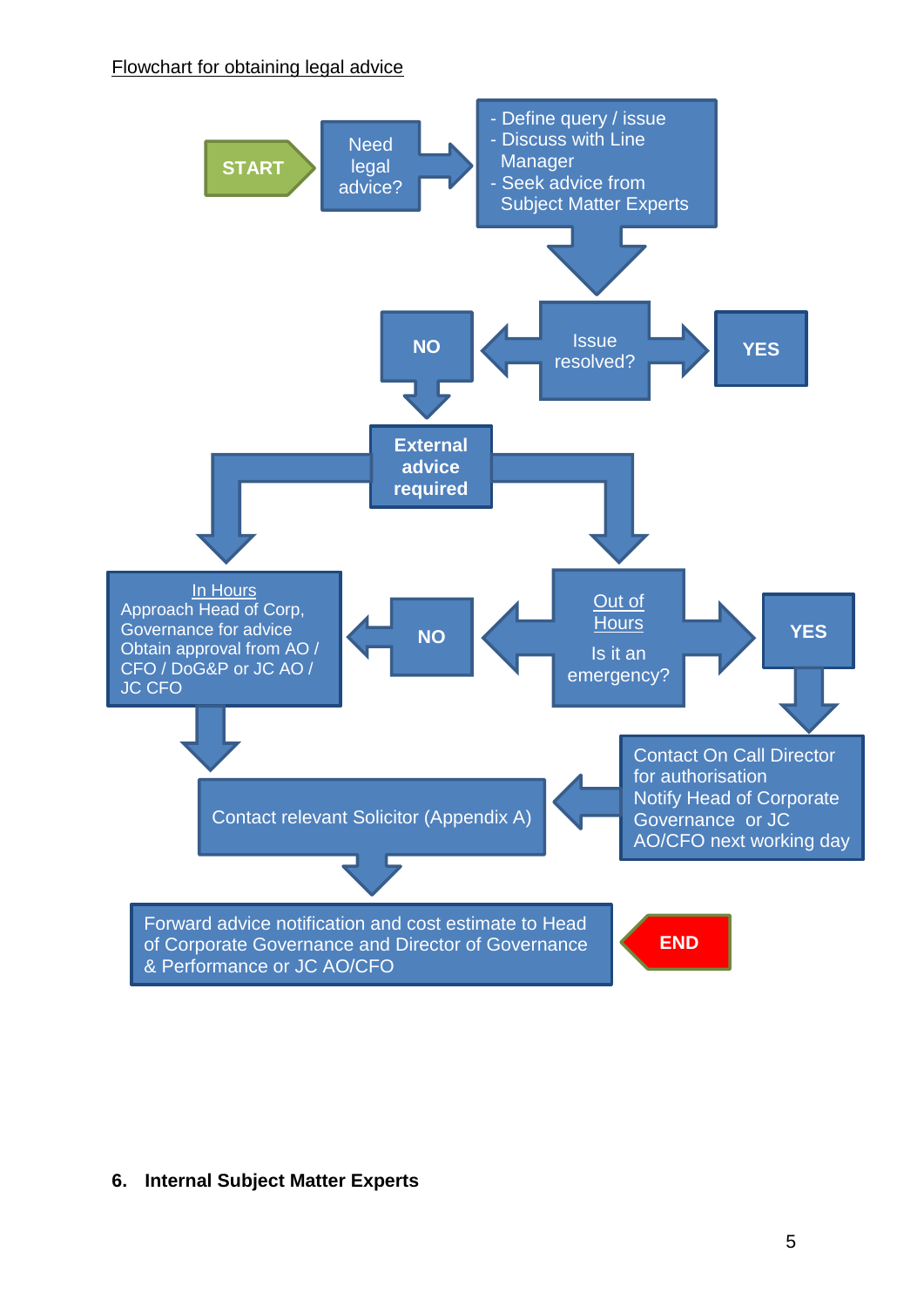Flowchart for obtaining legal advice

START → Need legal advice? → 
- Define query / issue
- Discuss with Line Manager
- Seek advice from Subject Matter Experts

→ Issue resolved?

- YES
- NO → External advice required
  - In Hours: Approach Head of Corp, Governance for advice. Obtain approval from AO / CFO / DoG&P or JC AO / JC CFO → Contact relevant Solicitor (Appendix A)
  - Out of Hours: Is it an emergency?
    - NO → In Hours
    - YES → Contact On Call Director for authorisation. Notify Head of Corporate Governance or JC AO/CFO next working day → Contact relevant Solicitor (Appendix A)

Contact relevant Solicitor (Appendix A) → Forward advice notification and cost estimate to Head of Corporate Governance and Director of Governance & Performance or JC AO/CFO → END

## 6. Internal Subject Matter Experts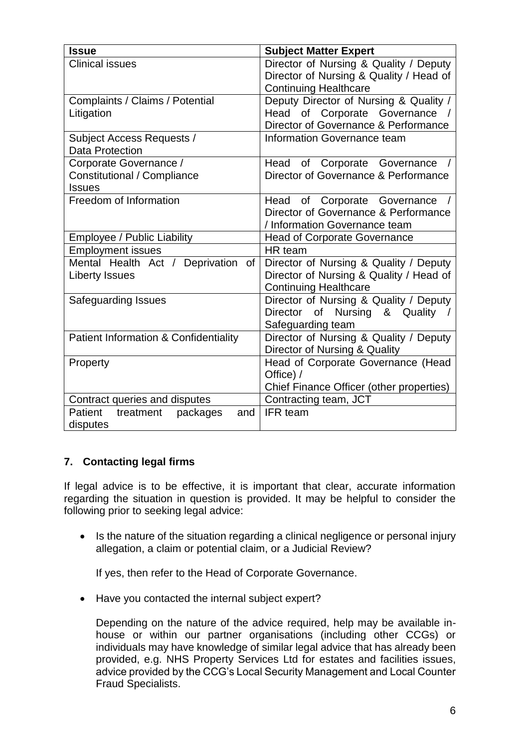| Issue | Subject Matter Expert |
| --- | --- |
| Clinical issues | Director of Nursing & Quality / Deputy Director of Nursing & Quality / Head of Continuing Healthcare |
| Complaints / Claims / Potential Litigation | Deputy Director of Nursing & Quality / Head of Corporate Governance / Director of Governance & Performance |
| Subject Access Requests / Data Protection | Information Governance team |
| Corporate Governance / Constitutional / Compliance Issues | Head of Corporate Governance / Director of Governance & Performance |
| Freedom of Information | Head of Corporate Governance / Director of Governance & Performance / Information Governance team |
| Employee / Public Liability | Head of Corporate Governance |
| Employment issues | HR team |
| Mental Health Act / Deprivation of Liberty Issues | Director of Nursing & Quality / Deputy Director of Nursing & Quality / Head of Continuing Healthcare |
| Safeguarding Issues | Director of Nursing & Quality / Deputy Director of Nursing & Quality / Safeguarding team |
| Patient Information & Confidentiality | Director of Nursing & Quality / Deputy Director of Nursing & Quality |
| Property | Head of Corporate Governance (Head Office) / Chief Finance Officer (other properties) |
| Contract queries and disputes | Contracting team, JCT |
| Patient treatment packages and disputes | IFR team |

## 7. Contacting legal firms

If legal advice is to be effective, it is important that clear, accurate information regarding the situation in question is provided. It may be helpful to consider the following prior to seeking legal advice:

- Is the nature of the situation regarding a clinical negligence or personal injury allegation, a claim or potential claim, or a Judicial Review?

  If yes, then refer to the Head of Corporate Governance.

- Have you contacted the internal subject expert?

  Depending on the nature of the advice required, help may be available in-house or within our partner organisations (including other CCGs) or individuals may have knowledge of similar legal advice that has already been provided, e.g. NHS Property Services Ltd for estates and facilities issues, advice provided by the CCG's Local Security Management and Local Counter Fraud Specialists.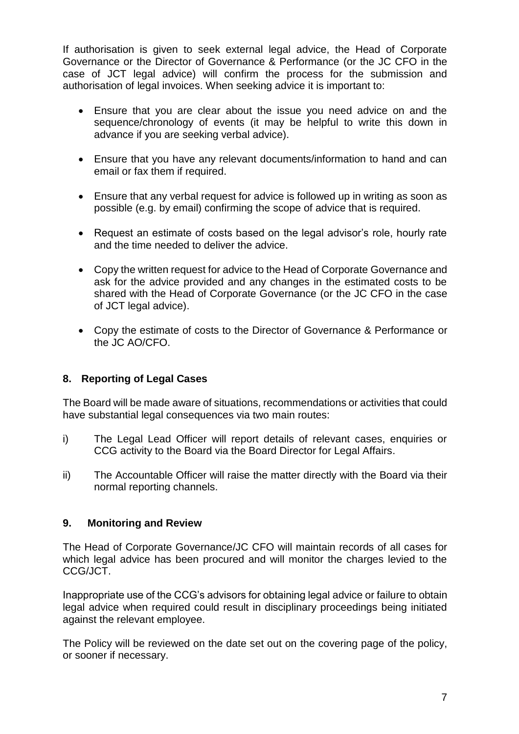If authorisation is given to seek external legal advice, the Head of Corporate Governance or the Director of Governance & Performance (or the JC CFO in the case of JCT legal advice) will confirm the process for the submission and authorisation of legal invoices. When seeking advice it is important to:

- Ensure that you are clear about the issue you need advice on and the sequence/chronology of events (it may be helpful to write this down in advance if you are seeking verbal advice).
- Ensure that you have any relevant documents/information to hand and can email or fax them if required.
- Ensure that any verbal request for advice is followed up in writing as soon as possible (e.g. by email) confirming the scope of advice that is required.
- Request an estimate of costs based on the legal advisor's role, hourly rate and the time needed to deliver the advice.
- Copy the written request for advice to the Head of Corporate Governance and ask for the advice provided and any changes in the estimated costs to be shared with the Head of Corporate Governance (or the JC CFO in the case of JCT legal advice).
- Copy the estimate of costs to the Director of Governance & Performance or the JC AO/CFO.

## 8. Reporting of Legal Cases

The Board will be made aware of situations, recommendations or activities that could have substantial legal consequences via two main routes:

i) The Legal Lead Officer will report details of relevant cases, enquiries or CCG activity to the Board via the Board Director for Legal Affairs.

ii) The Accountable Officer will raise the matter directly with the Board via their normal reporting channels.

## 9. Monitoring and Review

The Head of Corporate Governance/JC CFO will maintain records of all cases for which legal advice has been procured and will monitor the charges levied to the CCG/JCT.

Inappropriate use of the CCG's advisors for obtaining legal advice or failure to obtain legal advice when required could result in disciplinary proceedings being initiated against the relevant employee.

The Policy will be reviewed on the date set out on the covering page of the policy, or sooner if necessary.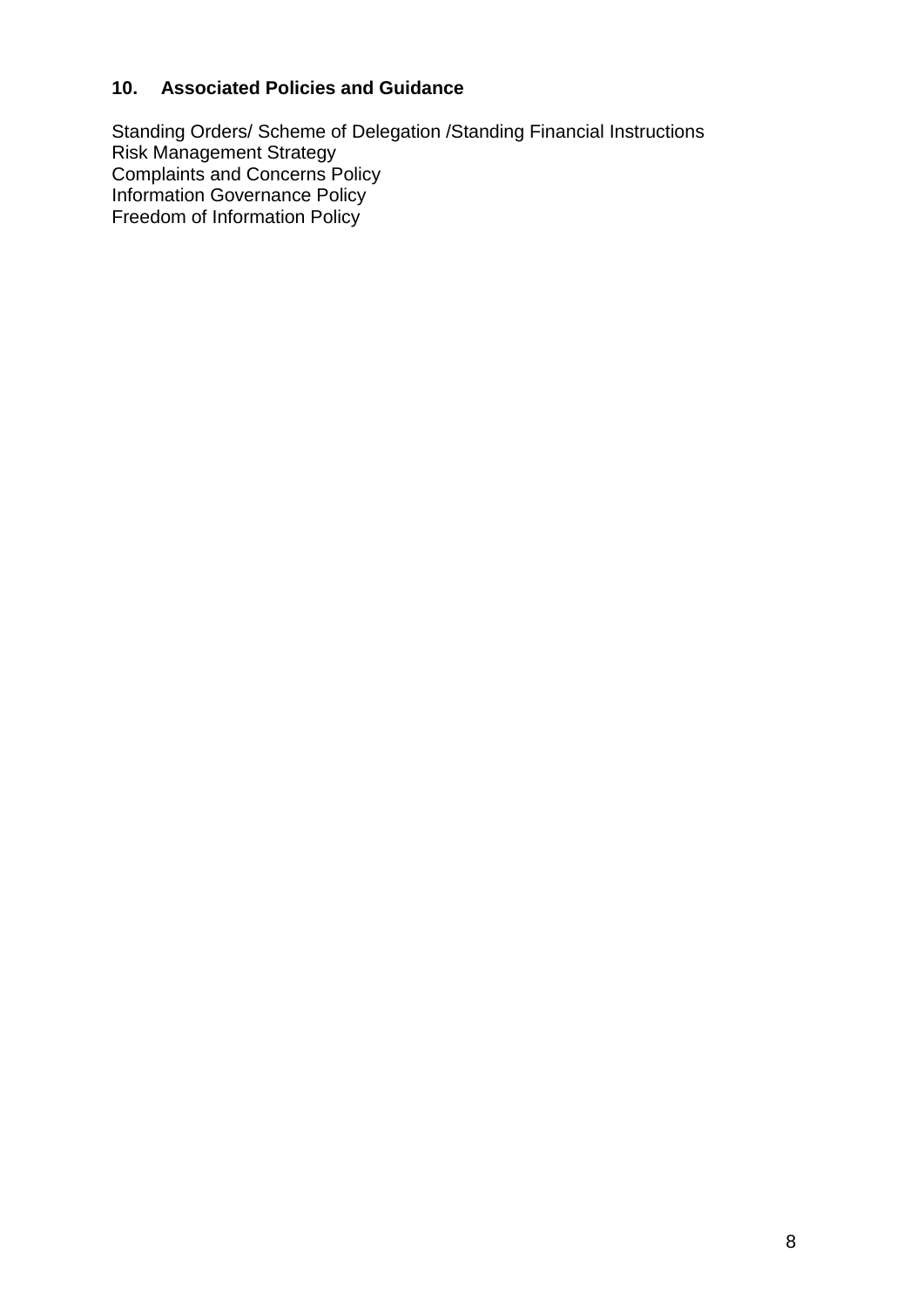## 10. Associated Policies and Guidance

Standing Orders/ Scheme of Delegation /Standing Financial Instructions
Risk Management Strategy
Complaints and Concerns Policy
Information Governance Policy
Freedom of Information Policy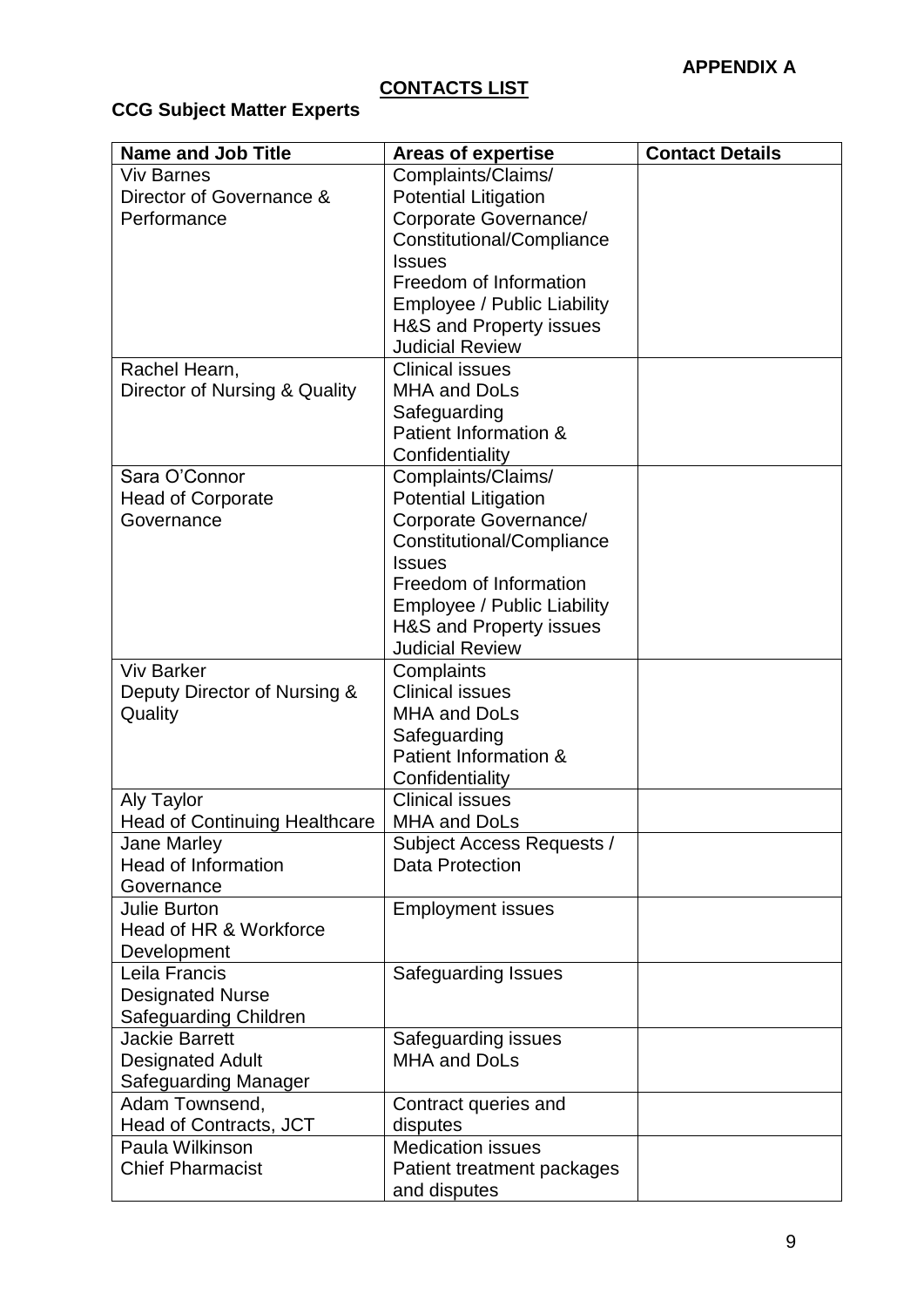**APPENDIX A**

## CONTACTS LIST

### CCG Subject Matter Experts

| Name and Job Title | Areas of expertise | Contact Details |
|---|---|---|
| Viv Barnes<br>Director of Governance & Performance | Complaints/Claims/ Potential Litigation<br>Corporate Governance/ Constitutional/Compliance Issues<br>Freedom of Information<br>Employee / Public Liability<br>H&S and Property issues<br>Judicial Review | |
| Rachel Hearn,<br>Director of Nursing & Quality | Clinical issues<br>MHA and DoLs<br>Safeguarding<br>Patient Information & Confidentiality | |
| Sara O'Connor<br>Head of Corporate Governance | Complaints/Claims/ Potential Litigation<br>Corporate Governance/ Constitutional/Compliance Issues<br>Freedom of Information<br>Employee / Public Liability<br>H&S and Property issues<br>Judicial Review | |
| Viv Barker<br>Deputy Director of Nursing & Quality | Complaints<br>Clinical issues<br>MHA and DoLs<br>Safeguarding<br>Patient Information & Confidentiality | |
| Aly Taylor<br>Head of Continuing Healthcare | Clinical issues<br>MHA and DoLs | |
| Jane Marley<br>Head of Information Governance | Subject Access Requests / Data Protection | |
| Julie Burton<br>Head of HR & Workforce Development | Employment issues | |
| Leila Francis<br>Designated Nurse Safeguarding Children | Safeguarding Issues | |
| Jackie Barrett<br>Designated Adult Safeguarding Manager | Safeguarding issues<br>MHA and DoLs | |
| Adam Townsend,<br>Head of Contracts, JCT | Contract queries and disputes | |
| Paula Wilkinson<br>Chief Pharmacist | Medication issues<br>Patient treatment packages and disputes | |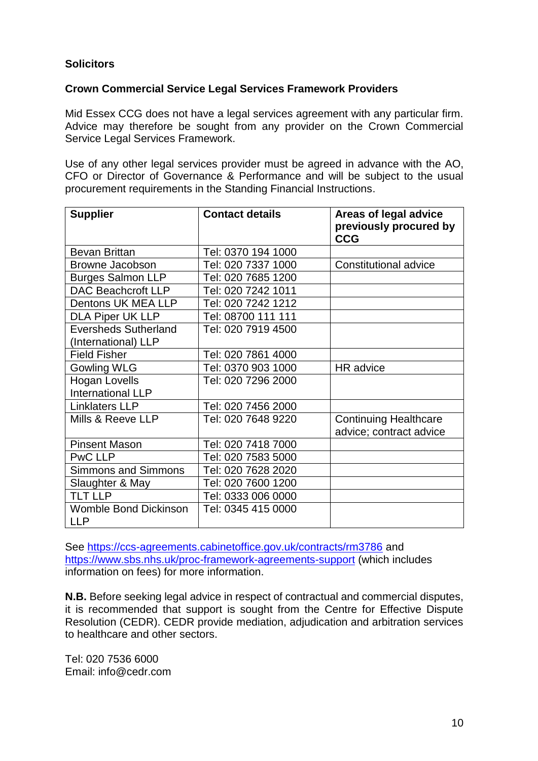**Solicitors**

**Crown Commercial Service Legal Services Framework Providers**

Mid Essex CCG does not have a legal services agreement with any particular firm. Advice may therefore be sought from any provider on the Crown Commercial Service Legal Services Framework.

Use of any other legal services provider must be agreed in advance with the AO, CFO or Director of Governance & Performance and will be subject to the usual procurement requirements in the Standing Financial Instructions.

| Supplier | Contact details | Areas of legal advice previously procured by CCG |
|---|---|---|
| Bevan Brittan | Tel: 0370 194 1000 | |
| Browne Jacobson | Tel: 020 7337 1000 | Constitutional advice |
| Burges Salmon LLP | Tel: 020 7685 1200 | |
| DAC Beachcroft LLP | Tel: 020 7242 1011 | |
| Dentons UK MEA LLP | Tel: 020 7242 1212 | |
| DLA Piper UK LLP | Tel: 08700 111 111 | |
| Eversheds Sutherland (International) LLP | Tel: 020 7919 4500 | |
| Field Fisher | Tel: 020 7861 4000 | |
| Gowling WLG | Tel: 0370 903 1000 | HR advice |
| Hogan Lovells International LLP | Tel: 020 7296 2000 | |
| Linklaters LLP | Tel: 020 7456 2000 | |
| Mills & Reeve LLP | Tel: 020 7648 9220 | Continuing Healthcare advice; contract advice |
| Pinsent Mason | Tel: 020 7418 7000 | |
| PwC LLP | Tel: 020 7583 5000 | |
| Simmons and Simmons | Tel: 020 7628 2020 | |
| Slaughter & May | Tel: 020 7600 1200 | |
| TLT LLP | Tel: 0333 006 0000 | |
| Womble Bond Dickinson LLP | Tel: 0345 415 0000 | |

See https://ccs-agreements.cabinetoffice.gov.uk/contracts/rm3786 and https://www.sbs.nhs.uk/proc-framework-agreements-support (which includes information on fees) for more information.

**N.B.** Before seeking legal advice in respect of contractual and commercial disputes, it is recommended that support is sought from the Centre for Effective Dispute Resolution (CEDR). CEDR provide mediation, adjudication and arbitration services to healthcare and other sectors.

Tel: 020 7536 6000
Email: info@cedr.com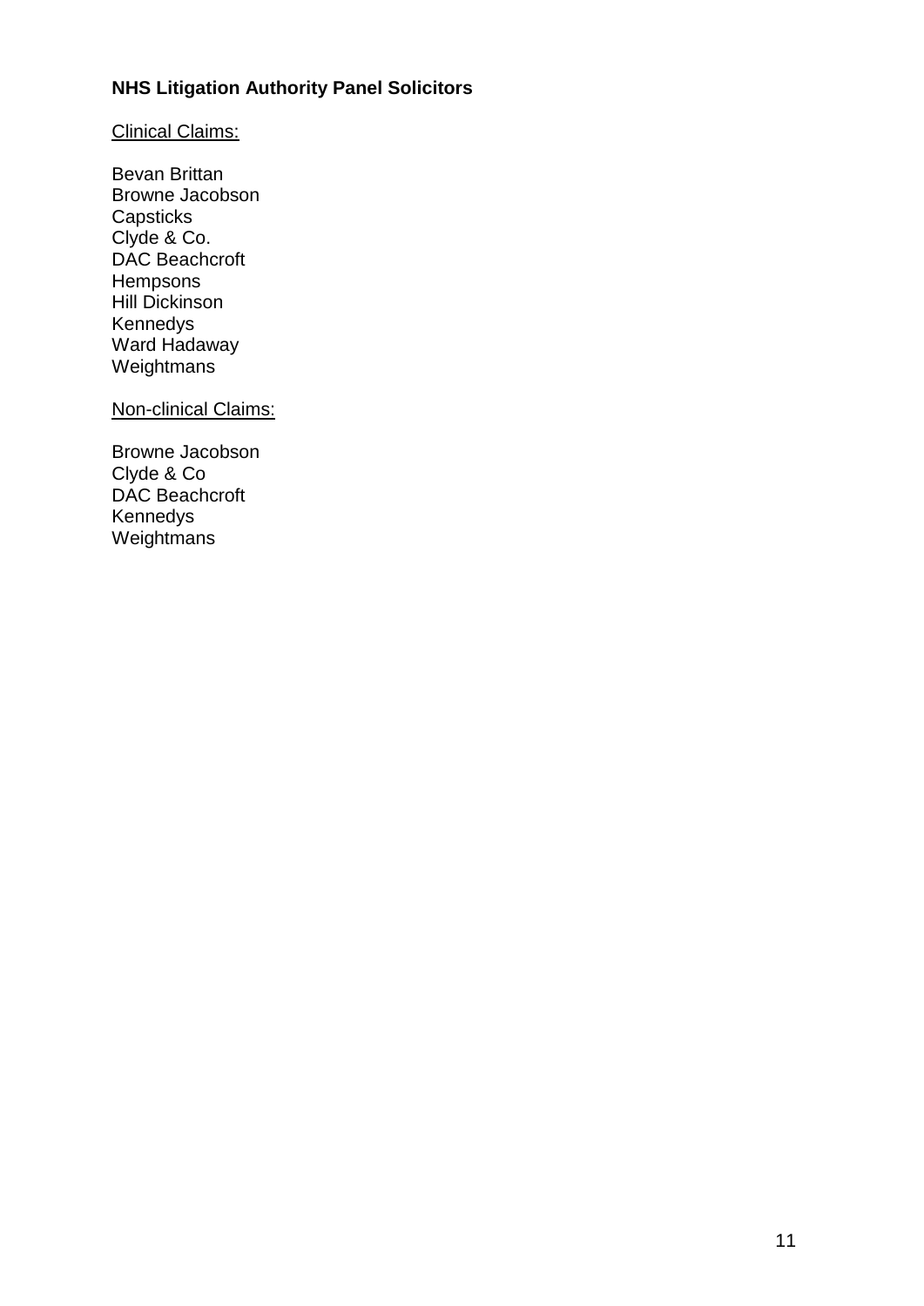**NHS Litigation Authority Panel Solicitors**

Clinical Claims:

Bevan Brittan
Browne Jacobson
Capsticks
Clyde & Co.
DAC Beachcroft
Hempsons
Hill Dickinson
Kennedys
Ward Hadaway
Weightmans

Non-clinical Claims:

Browne Jacobson
Clyde & Co
DAC Beachcroft
Kennedys
Weightmans